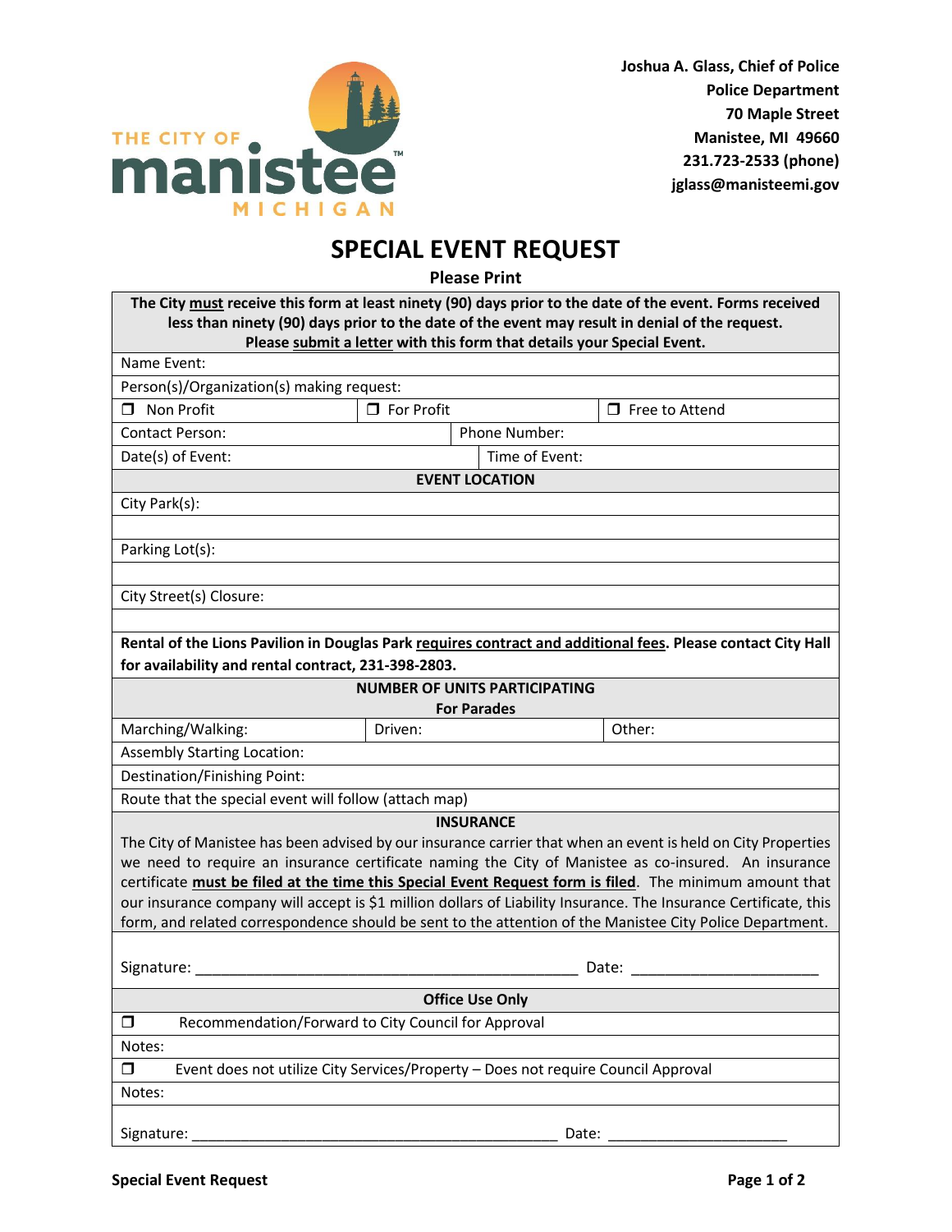THE CITY OF **manistee** MICHIGAN

**Joshua A. Glass, Chief of Police**
**Police Department**
**70 Maple Street**
**Manistee, MI 49660**
**231.723-2533 (phone)**
**jglass@manisteemi.gov**

# SPECIAL EVENT REQUEST

**Please Print**

**The City must receive this form at least ninety (90) days prior to the date of the event. Forms received less than ninety (90) days prior to the date of the event may result in denial of the request. Please submit a letter with this form that details your Special Event.**

Name Event:

Person(s)/Organization(s) making request:

| ☐ Non Profit | ☐ For Profit | ☐ Free to Attend |
|---|---|---|

| Contact Person: | Phone Number: |
|---|---|
| Date(s) of Event: | Time of Event: |

**EVENT LOCATION**

City Park(s):

Parking Lot(s):

City Street(s) Closure:

**Rental of the Lions Pavilion in Douglas Park requires contract and additional fees. Please contact City Hall for availability and rental contract, 231-398-2803.**

**NUMBER OF UNITS PARTICIPATING**
**For Parades**

| Marching/Walking: | Driven: | Other: |
|---|---|---|

Assembly Starting Location:

Destination/Finishing Point:

Route that the special event will follow (attach map)

**INSURANCE**

The City of Manistee has been advised by our insurance carrier that when an event is held on City Properties we need to require an insurance certificate naming the City of Manistee as co-insured. An insurance certificate **must be filed at the time this Special Event Request form is filed**. The minimum amount that our insurance company will accept is $1 million dollars of Liability Insurance. The Insurance Certificate, this form, and related correspondence should be sent to the attention of the Manistee City Police Department.

Signature: ______________________________________________ Date: ______________________

**Office Use Only**

☐ Recommendation/Forward to City Council for Approval

Notes:

☐ Event does not utilize City Services/Property – Does not require Council Approval

Notes:

Signature: ______________________________________________ Date: ______________________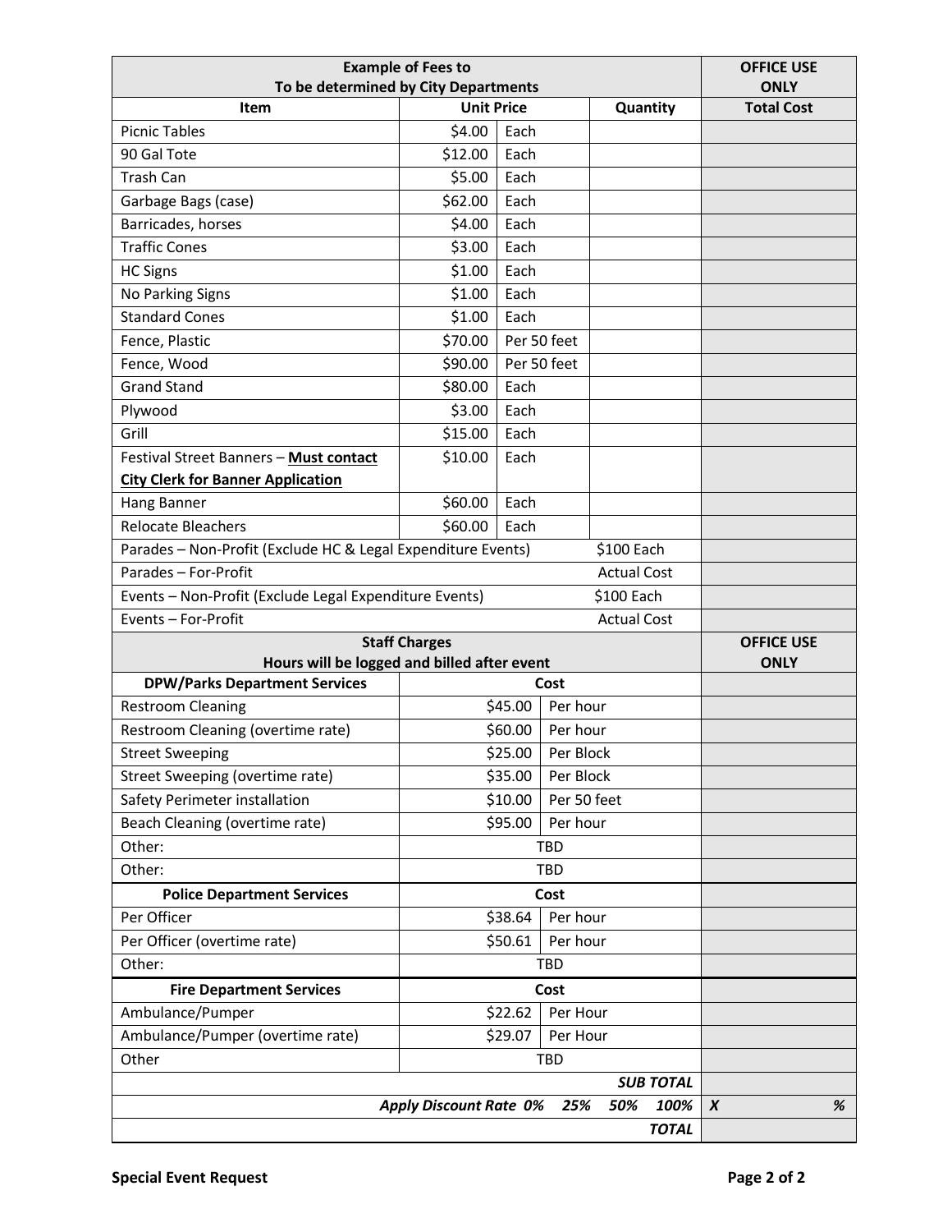| Example of Fees to To be determined by City Departments | | | | OFFICE USE ONLY |
|---|---|---|---|---|
| **Item** | **Unit Price** | | **Quantity** | **Total Cost** |
| Picnic Tables | $4.00 | Each | | |
| 90 Gal Tote | $12.00 | Each | | |
| Trash Can | $5.00 | Each | | |
| Garbage Bags (case) | $62.00 | Each | | |
| Barricades, horses | $4.00 | Each | | |
| Traffic Cones | $3.00 | Each | | |
| HC Signs | $1.00 | Each | | |
| No Parking Signs | $1.00 | Each | | |
| Standard Cones | $1.00 | Each | | |
| Fence, Plastic | $70.00 | Per 50 feet | | |
| Fence, Wood | $90.00 | Per 50 feet | | |
| Grand Stand | $80.00 | Each | | |
| Plywood | $3.00 | Each | | |
| Grill | $15.00 | Each | | |
| Festival Street Banners – **Must contact City Clerk for Banner Application** | $10.00 | Each | | |
| Hang Banner | $60.00 | Each | | |
| Relocate Bleachers | $60.00 | Each | | |
| Parades – Non-Profit (Exclude HC & Legal Expenditure Events) | | | $100 Each | |
| Parades – For-Profit | | | Actual Cost | |
| Events – Non-Profit (Exclude Legal Expenditure Events) | | | $100 Each | |
| Events – For-Profit | | | Actual Cost | |
| **Staff Charges** Hours will be logged and billed after event | | | | **OFFICE USE ONLY** |
| **DPW/Parks Department Services** | **Cost** | | | |
| Restroom Cleaning | $45.00 | Per hour | | |
| Restroom Cleaning (overtime rate) | $60.00 | Per hour | | |
| Street Sweeping | $25.00 | Per Block | | |
| Street Sweeping (overtime rate) | $35.00 | Per Block | | |
| Safety Perimeter installation | $10.00 | Per 50 feet | | |
| Beach Cleaning (overtime rate) | $95.00 | Per hour | | |
| Other: | TBD | | | |
| Other: | TBD | | | |
| **Police Department Services** | **Cost** | | | |
| Per Officer | $38.64 | Per hour | | |
| Per Officer (overtime rate) | $50.61 | Per hour | | |
| Other: | TBD | | | |
| **Fire Department Services** | **Cost** | | | |
| Ambulance/Pumper | $22.62 | Per Hour | | |
| Ambulance/Pumper (overtime rate) | $29.07 | Per Hour | | |
| Other | TBD | | | |
| | | | ***SUB TOTAL*** | |
| | ***Apply Discount Rate 0% 25% 50% 100%*** | | | ***X %*** |
| | | | ***TOTAL*** | |

**Special Event Request**